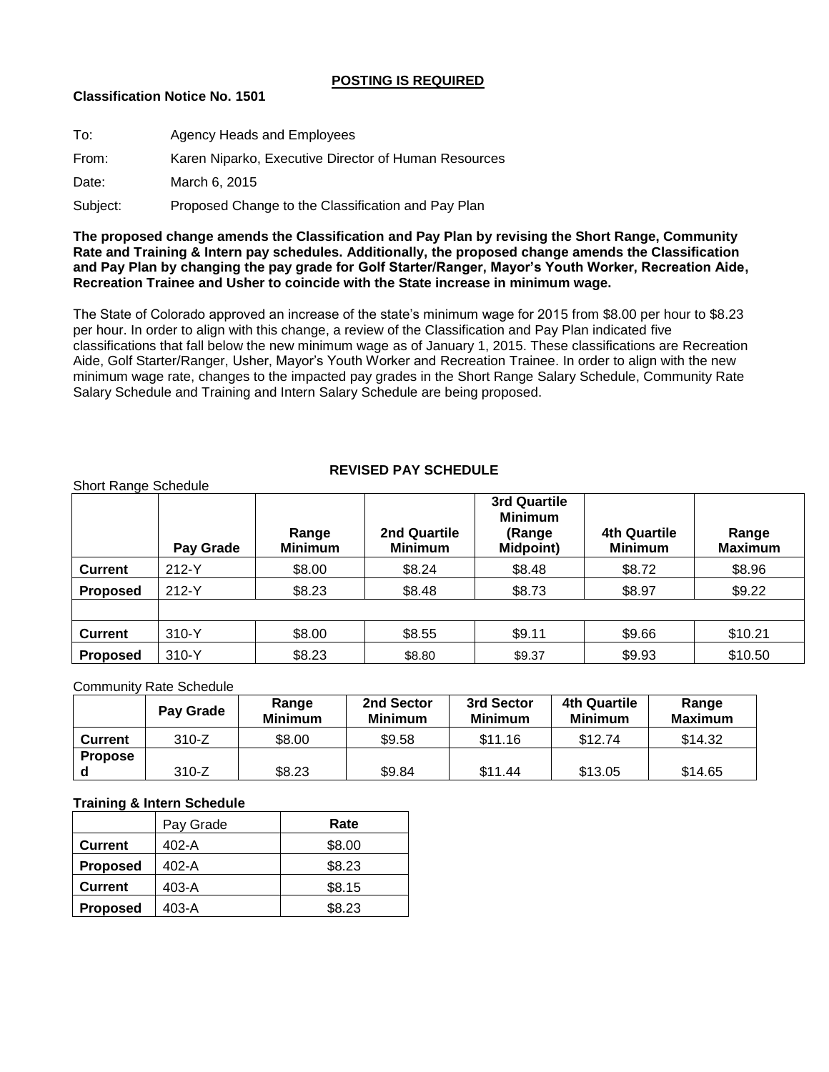**POSTING IS REQUIRED**

**Classification Notice No. 1501**

To: Agency Heads and Employees

From: Karen Niparko, Executive Director of Human Resources

Date: March 6, 2015

Subject: Proposed Change to the Classification and Pay Plan

**The proposed change amends the Classification and Pay Plan by revising the Short Range, Community Rate and Training & Intern pay schedules. Additionally, the proposed change amends the Classification and Pay Plan by changing the pay grade for Golf Starter/Ranger, Mayor's Youth Worker, Recreation Aide, Recreation Trainee and Usher to coincide with the State increase in minimum wage.**

The State of Colorado approved an increase of the state's minimum wage for 2015 from $8.00 per hour to $8.23 per hour. In order to align with this change, a review of the Classification and Pay Plan indicated five classifications that fall below the new minimum wage as of January 1, 2015. These classifications are Recreation Aide, Golf Starter/Ranger, Usher, Mayor's Youth Worker and Recreation Trainee. In order to align with the new minimum wage rate, changes to the impacted pay grades in the Short Range Salary Schedule, Community Rate Salary Schedule and Training and Intern Salary Schedule are being proposed.

**REVISED PAY SCHEDULE**

Short Range Schedule

| | Pay Grade | Range Minimum | 2nd Quartile Minimum | 3rd Quartile Minimum (Range Midpoint) | 4th Quartile Minimum | Range Maximum |
|---|---|---|---|---|---|---|
| **Current** | 212-Y | $8.00 | $8.24 | $8.48 | $8.72 | $8.96 |
| **Proposed** | 212-Y | $8.23 | $8.48 | $8.73 | $8.97 | $9.22 |
| | | | | | | |
| **Current** | 310-Y | $8.00 | $8.55 | $9.11 | $9.66 | $10.21 |
| **Proposed** | 310-Y | $8.23 | $8.80 | $9.37 | $9.93 | $10.50 |

Community Rate Schedule

| | Pay Grade | Range Minimum | 2nd Sector Minimum | 3rd Sector Minimum | 4th Quartile Minimum | Range Maximum |
|---|---|---|---|---|---|---|
| **Current** | 310-Z | $8.00 | $9.58 | $11.16 | $12.74 | $14.32 |
| **Proposed** | 310-Z | $8.23 | $9.84 | $11.44 | $13.05 | $14.65 |

**Training & Intern Schedule**

| | Pay Grade | Rate |
|---|---|---|
| **Current** | 402-A | $8.00 |
| **Proposed** | 402-A | $8.23 |
| **Current** | 403-A | $8.15 |
| **Proposed** | 403-A | $8.23 |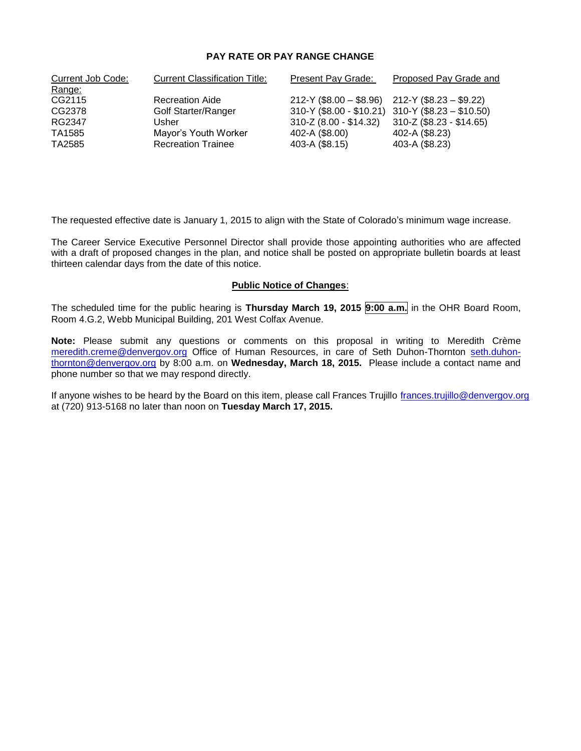**PAY RATE OR PAY RANGE CHANGE**

| Current Job Code: | Current Classification Title: | Present Pay Grade: | Proposed Pay Grade and Range: |
|---|---|---|---|
| CG2115 | Recreation Aide | 212-Y ($8.00 – $8.96) | 212-Y ($8.23 – $9.22) |
| CG2378 | Golf Starter/Ranger | 310-Y ($8.00 - $10.21) | 310-Y ($8.23 – $10.50) |
| RG2347 | Usher | 310-Z (8.00 - $14.32) | 310-Z ($8.23 - $14.65) |
| TA1585 | Mayor's Youth Worker | 402-A ($8.00) | 402-A ($8.23) |
| TA2585 | Recreation Trainee | 403-A ($8.15) | 403-A ($8.23) |

The requested effective date is January 1, 2015 to align with the State of Colorado's minimum wage increase.

The Career Service Executive Personnel Director shall provide those appointing authorities who are affected with a draft of proposed changes in the plan, and notice shall be posted on appropriate bulletin boards at least thirteen calendar days from the date of this notice.

**Public Notice of Changes**:

The scheduled time for the public hearing is **Thursday March 19, 2015 9:00 a.m.** in the OHR Board Room, Room 4.G.2, Webb Municipal Building, 201 West Colfax Avenue.

**Note:** Please submit any questions or comments on this proposal in writing to Meredith Crème meredith.creme@denvergov.org Office of Human Resources, in care of Seth Duhon-Thornton seth.duhon-thornton@denvergov.org by 8:00 a.m. on **Wednesday, March 18, 2015.** Please include a contact name and phone number so that we may respond directly.

If anyone wishes to be heard by the Board on this item, please call Frances Trujillo frances.trujillo@denvergov.org at (720) 913-5168 no later than noon on **Tuesday March 17, 2015.**